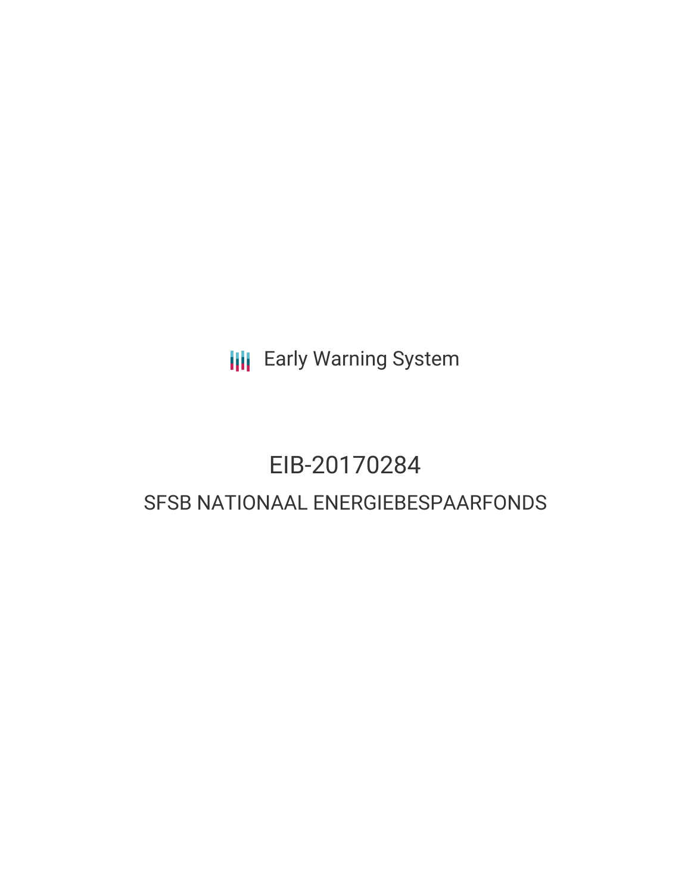Early Warning System

# EIB-20170284

## SFSB NATIONAAL ENERGIEBESPAARFONDS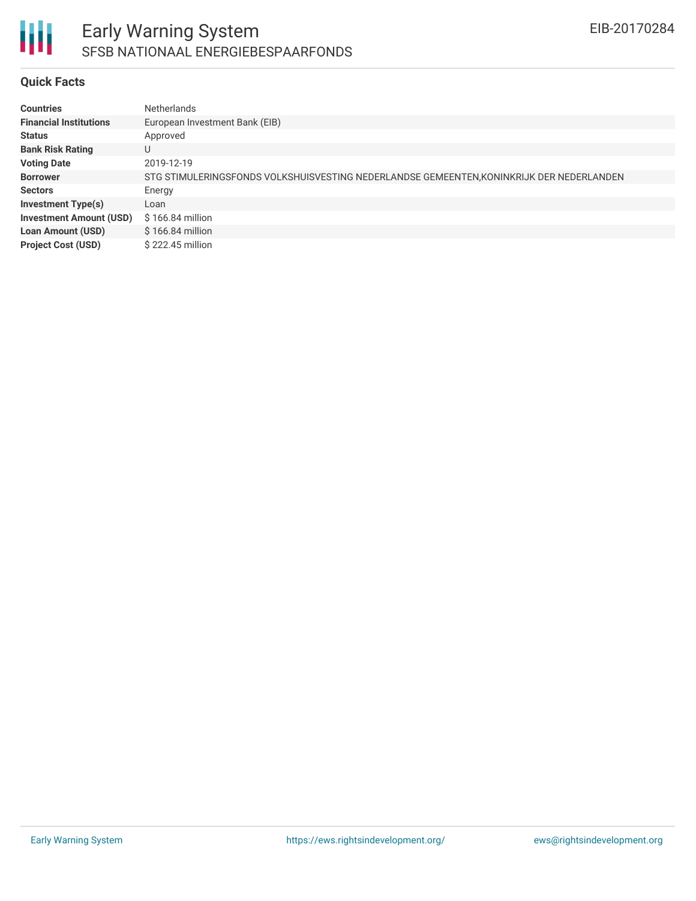# Early Warning System

## SFSB NATIONAAL ENERGIEBESPAARFONDS

EIB-20170284

### Quick Facts

| | |
|---|---|
| **Countries** | Netherlands |
| **Financial Institutions** | European Investment Bank (EIB) |
| **Status** | Approved |
| **Bank Risk Rating** | U |
| **Voting Date** | 2019-12-19 |
| **Borrower** | STG STIMULERINGSFONDS VOLKSHUISVESTING NEDERLANDSE GEMEENTEN,KONINKRIJK DER NEDERLANDEN |
| **Sectors** | Energy |
| **Investment Type(s)** | Loan |
| **Investment Amount (USD)** | $ 166.84 million |
| **Loan Amount (USD)** | $ 166.84 million |
| **Project Cost (USD)** | $ 222.45 million |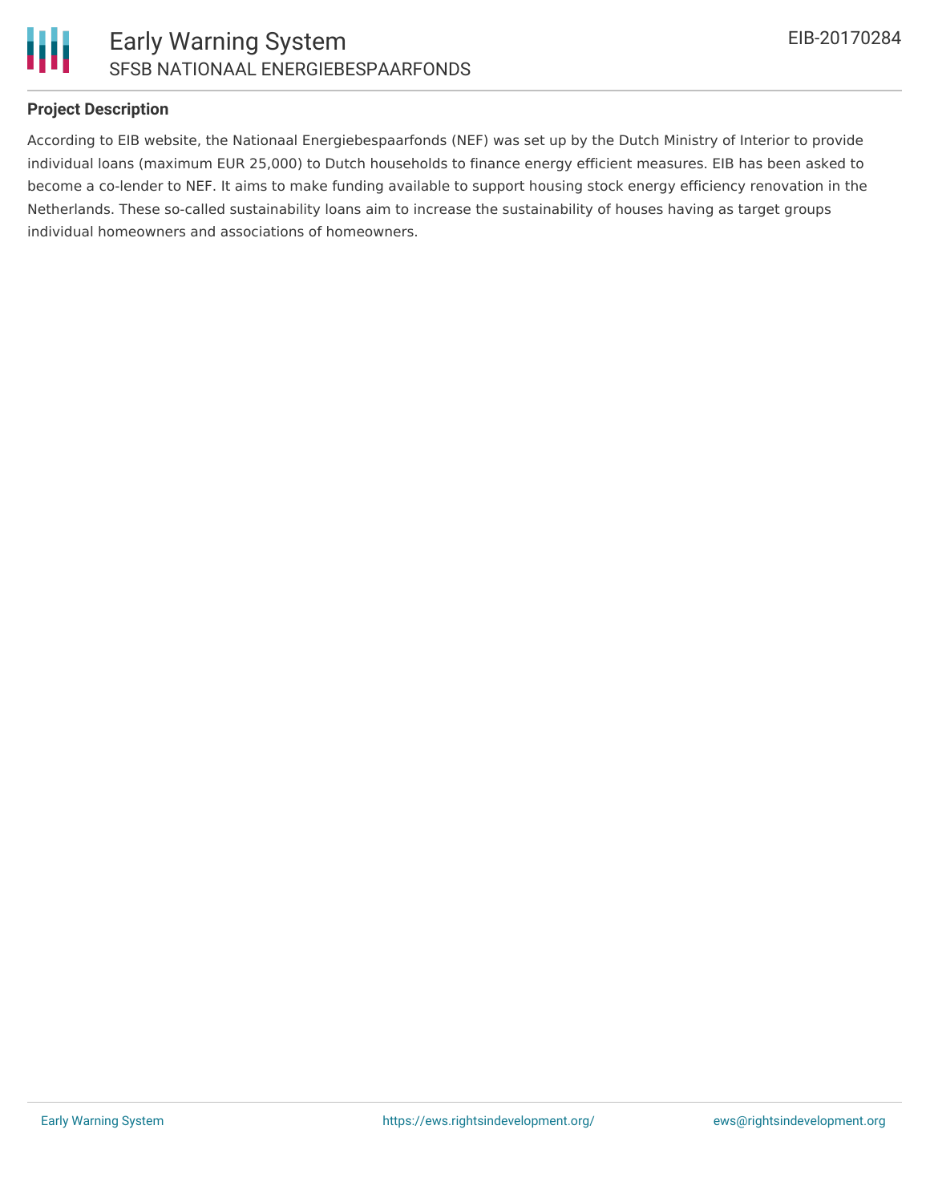**Project Description**

According to EIB website, the Nationaal Energiebespaarfonds (NEF) was set up by the Dutch Ministry of Interior to provide individual loans (maximum EUR 25,000) to Dutch households to finance energy efficient measures. EIB has been asked to become a co-lender to NEF. It aims to make funding available to support housing stock energy efficiency renovation in the Netherlands. These so-called sustainability loans aim to increase the sustainability of houses having as target groups individual homeowners and associations of homeowners.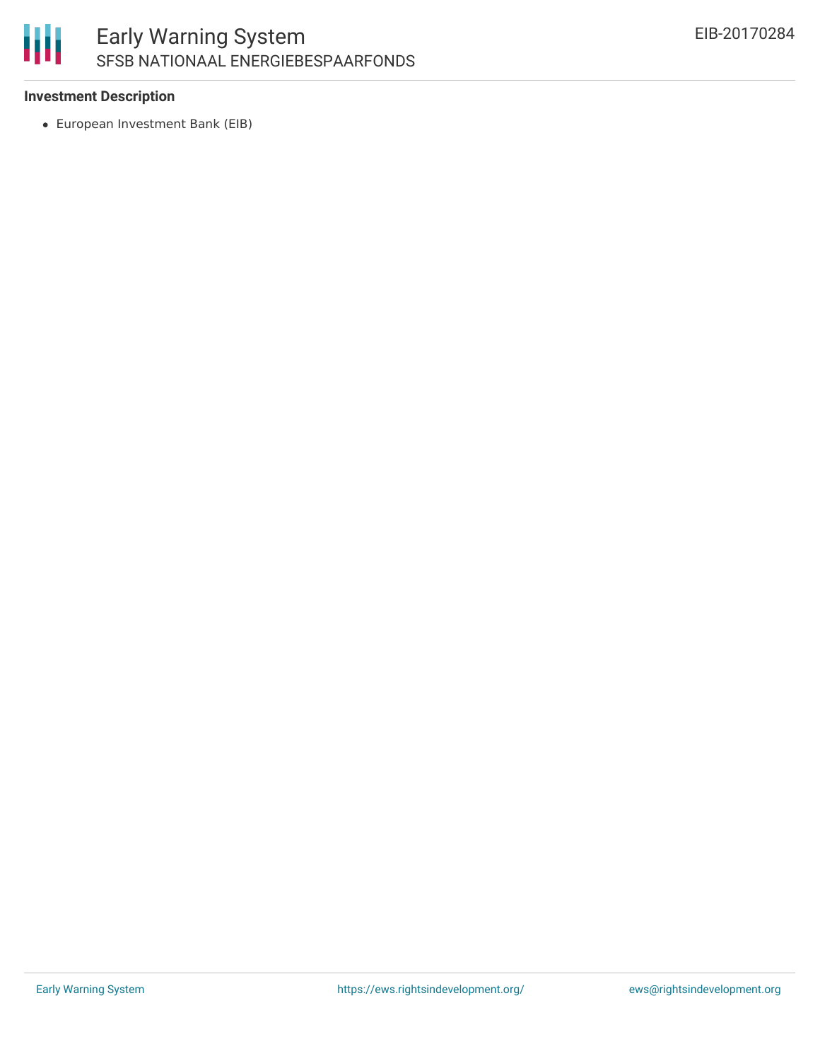### Investment Description

- European Investment Bank (EIB)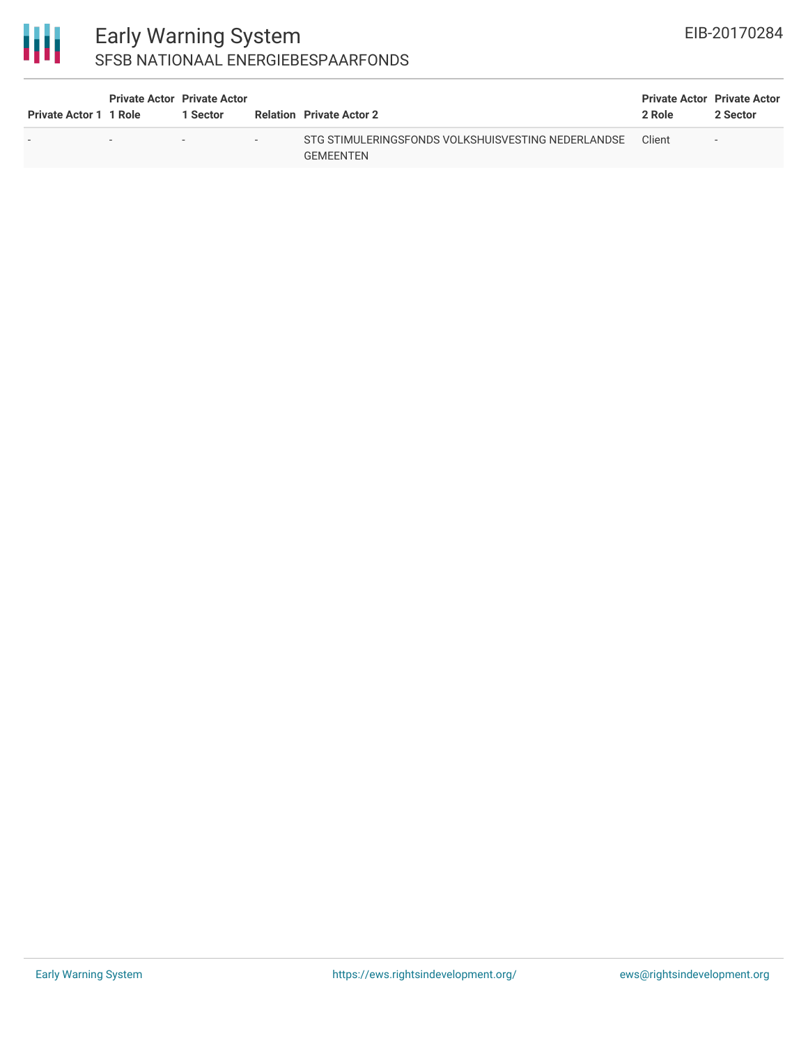| Private Actor 1 | Private Actor 1 Role | Private Actor 1 Sector | Relation | Private Actor 2 | Private Actor 2 Role | Private Actor 2 Sector |
|---|---|---|---|---|---|---|
| - | - | - | - | STG STIMULERINGSFONDS VOLKSHUISVESTING NEDERLANDSE GEMEENTEN | Client | - |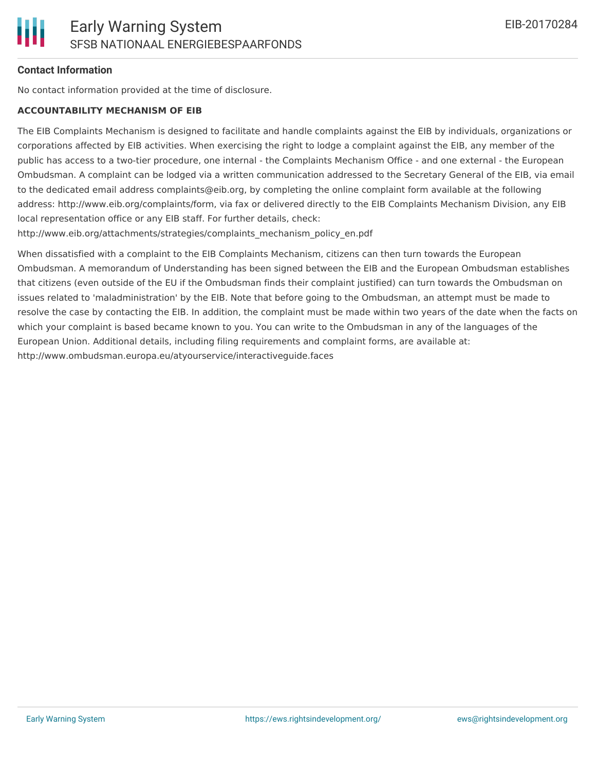**Contact Information**

No contact information provided at the time of disclosure.

**ACCOUNTABILITY MECHANISM OF EIB**

The EIB Complaints Mechanism is designed to facilitate and handle complaints against the EIB by individuals, organizations or corporations affected by EIB activities. When exercising the right to lodge a complaint against the EIB, any member of the public has access to a two-tier procedure, one internal - the Complaints Mechanism Office - and one external - the European Ombudsman. A complaint can be lodged via a written communication addressed to the Secretary General of the EIB, via email to the dedicated email address complaints@eib.org, by completing the online complaint form available at the following address: http://www.eib.org/complaints/form, via fax or delivered directly to the EIB Complaints Mechanism Division, any EIB local representation office or any EIB staff. For further details, check: http://www.eib.org/attachments/strategies/complaints_mechanism_policy_en.pdf

When dissatisfied with a complaint to the EIB Complaints Mechanism, citizens can then turn towards the European Ombudsman. A memorandum of Understanding has been signed between the EIB and the European Ombudsman establishes that citizens (even outside of the EU if the Ombudsman finds their complaint justified) can turn towards the Ombudsman on issues related to 'maladministration' by the EIB. Note that before going to the Ombudsman, an attempt must be made to resolve the case by contacting the EIB. In addition, the complaint must be made within two years of the date when the facts on which your complaint is based became known to you. You can write to the Ombudsman in any of the languages of the European Union. Additional details, including filing requirements and complaint forms, are available at: http://www.ombudsman.europa.eu/atyourservice/interactiveguide.faces